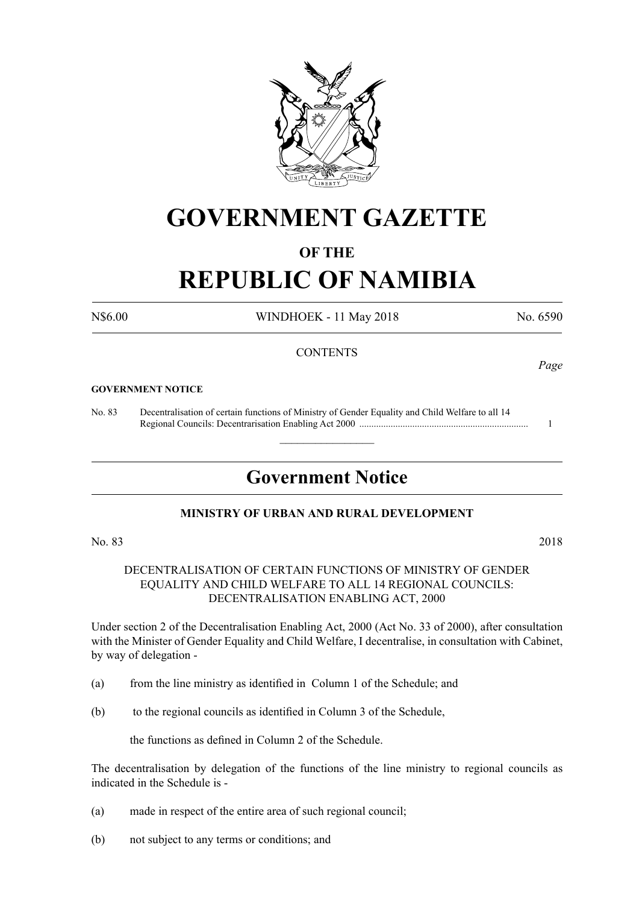# GOVERNMENT GAZETTE

## OF THE

# REPUBLIC OF NAMIBIA

N$6.00 WINDHOEK - 11 May 2018 No. 6590

CONTENTS

*Page*

**GOVERNMENT NOTICE**

No. 83 Decentralisation of certain functions of Ministry of Gender Equality and Child Welfare to all 14 Regional Councils: Decentrarisation Enabling Act 2000 ..................................................................... 1

## Government Notice

**MINISTRY OF URBAN AND RURAL DEVELOPMENT**

No. 83 2018

DECENTRALISATION OF CERTAIN FUNCTIONS OF MINISTRY OF GENDER EQUALITY AND CHILD WELFARE TO ALL 14 REGIONAL COUNCILS: DECENTRALISATION ENABLING ACT, 2000

Under section 2 of the Decentralisation Enabling Act, 2000 (Act No. 33 of 2000), after consultation with the Minister of Gender Equality and Child Welfare, I decentralise, in consultation with Cabinet, by way of delegation -

(a) from the line ministry as identified in Column 1 of the Schedule; and

(b) to the regional councils as identified in Column 3 of the Schedule,

the functions as defined in Column 2 of the Schedule.

The decentralisation by delegation of the functions of the line ministry to regional councils as indicated in the Schedule is -

(a) made in respect of the entire area of such regional council;

(b) not subject to any terms or conditions; and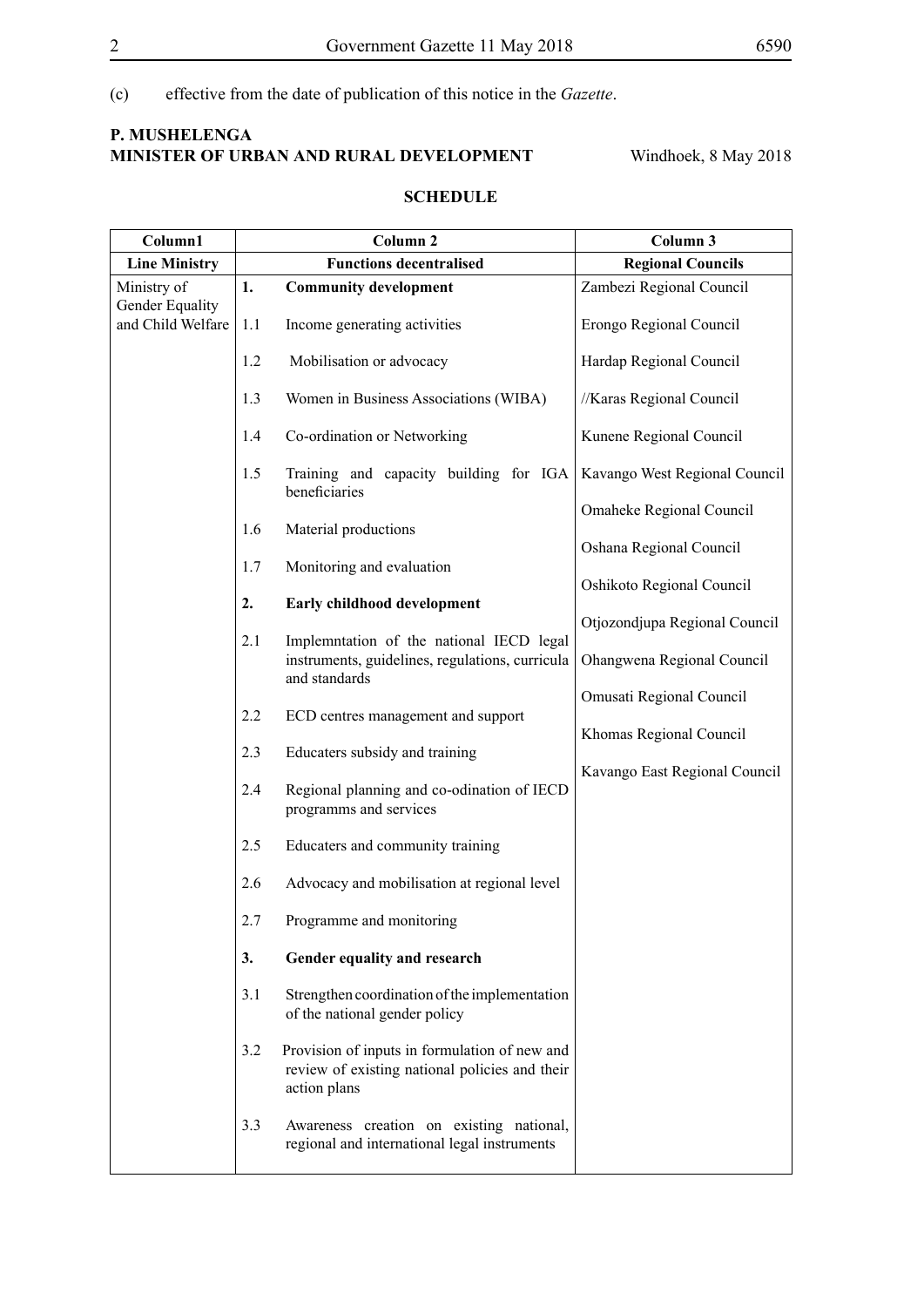(c) effective from the date of publication of this notice in the *Gazette*.

**P. MUSHELENGA**
**MINISTER OF URBAN AND RURAL DEVELOPMENT** Windhoek, 8 May 2018

**SCHEDULE**

| Column1 | Column 2 | | Column 3 |
|---|---|---|---|
| **Line Ministry** | **Functions decentralised** | | **Regional Councils** |
| Ministry of Gender Equality and Child Welfare | **1.** | **Community development** | Zambezi Regional Council |
| | 1.1 | Income generating activities | Erongo Regional Council |
| | 1.2 | Mobilisation or advocacy | Hardap Regional Council |
| | 1.3 | Women in Business Associations (WIBA) | //Karas Regional Council |
| | 1.4 | Co-ordination or Networking | Kunene Regional Council |
| | 1.5 | Training and capacity building for IGA beneficiaries | Kavango West Regional Council |
| | 1.6 | Material productions | Omaheke Regional Council |
| | 1.7 | Monitoring and evaluation | Oshana Regional Council |
| | **2.** | **Early childhood development** | Oshikoto Regional Council |
| | 2.1 | Implemntation of the national IECD legal instruments, guidelines, regulations, curricula and standards | Otjozondjupa Regional Council |
| | 2.2 | ECD centres management and support | Ohangwena Regional Council |
| | 2.3 | Educaters subsidy and training | Omusati Regional Council |
| | 2.4 | Regional planning and co-odination of IECD programms and services | Khomas Regional Council |
| | 2.5 | Educaters and community training | Kavango East Regional Council |
| | 2.6 | Advocacy and mobilisation at regional level | |
| | 2.7 | Programme and monitoring | |
| | **3.** | **Gender equality and research** | |
| | 3.1 | Strengthen coordination of the implementation of the national gender policy | |
| | 3.2 | Provision of inputs in formulation of new and review of existing national policies and their action plans | |
| | 3.3 | Awareness creation on existing national, regional and international legal instruments | |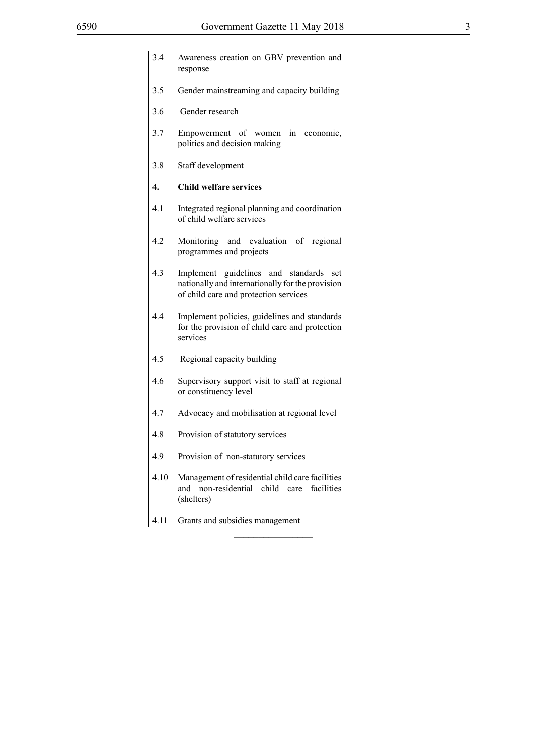| | | | |
|---|---|---|---|
| | 3.4 | Awareness creation on GBV prevention and response | |
| | 3.5 | Gender mainstreaming and capacity building | |
| | 3.6 | Gender research | |
| | 3.7 | Empowerment of women in economic, politics and decision making | |
| | 3.8 | Staff development | |
| | **4.** | **Child welfare services** | |
| | 4.1 | Integrated regional planning and coordination of child welfare services | |
| | 4.2 | Monitoring and evaluation of regional programmes and projects | |
| | 4.3 | Implement guidelines and standards set nationally and internationally for the provision of child care and protection services | |
| | 4.4 | Implement policies, guidelines and standards for the provision of child care and protection services | |
| | 4.5 | Regional capacity building | |
| | 4.6 | Supervisory support visit to staff at regional or constituency level | |
| | 4.7 | Advocacy and mobilisation at regional level | |
| | 4.8 | Provision of statutory services | |
| | 4.9 | Provision of non-statutory services | |
| | 4.10 | Management of residential child care facilities and non-residential child care facilities (shelters) | |
| | 4.11 | Grants and subsidies management | |

________________